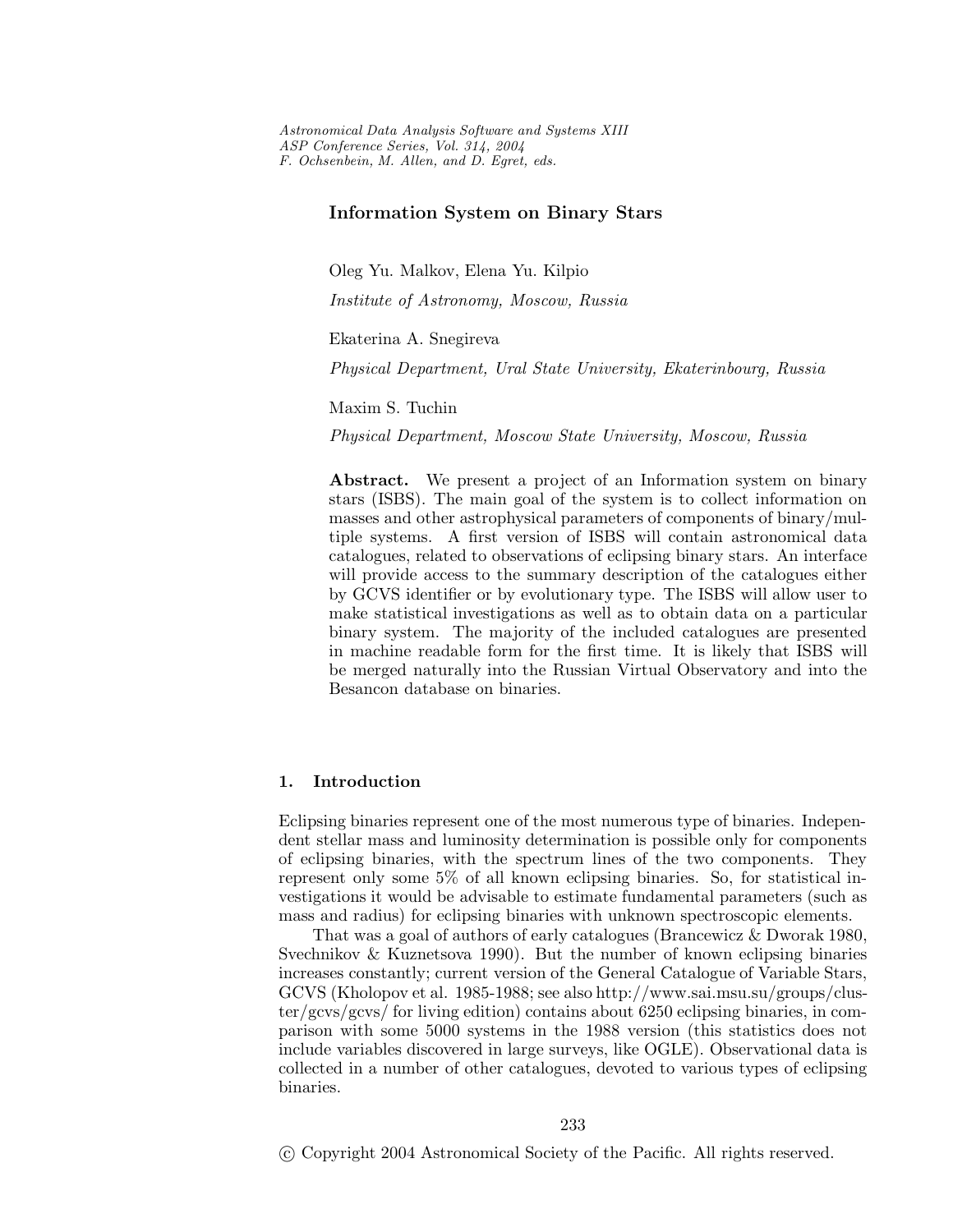# Information System on Binary Stars

Oleg Yu. Malkov, Elena Yu. Kilpio

*Institute of Astronomy, Moscow, Russia*

Ekaterina A. Snegireva

*Physical Department, Ural State University, Ekaterinbourg, Russia*

Maxim S. Tuchin

*Physical Department, Moscow State University, Moscow, Russia*

**Abstract.** We present a project of an Information system on binary stars (ISBS). The main goal of the system is to collect information on masses and other astrophysical parameters of components of binary/multiple systems. A first version of ISBS will contain astronomical data catalogues, related to observations of eclipsing binary stars. An interface will provide access to the summary description of the catalogues either by GCVS identifier or by evolutionary type. The ISBS will allow user to make statistical investigations as well as to obtain data on a particular binary system. The majority of the included catalogues are presented in machine readable form for the first time. It is likely that ISBS will be merged naturally into the Russian Virtual Observatory and into the Besancon database on binaries.

## 1. Introduction

Eclipsing binaries represent one of the most numerous type of binaries. Independent stellar mass and luminosity determination is possible only for components of eclipsing binaries, with the spectrum lines of the two components. They represent only some 5% of all known eclipsing binaries. So, for statistical investigations it would be advisable to estimate fundamental parameters (such as mass and radius) for eclipsing binaries with unknown spectroscopic elements.

That was a goal of authors of early catalogues (Brancewicz & Dworak 1980, Svechnikov & Kuznetsova 1990). But the number of known eclipsing binaries increases constantly; current version of the General Catalogue of Variable Stars, GCVS (Kholopov et al. 1985-1988; see also http://www.sai.msu.su/groups/cluster/gcvs/gcvs/ for living edition) contains about 6250 eclipsing binaries, in comparison with some 5000 systems in the 1988 version (this statistics does not include variables discovered in large surveys, like OGLE). Observational data is collected in a number of other catalogues, devoted to various types of eclipsing binaries.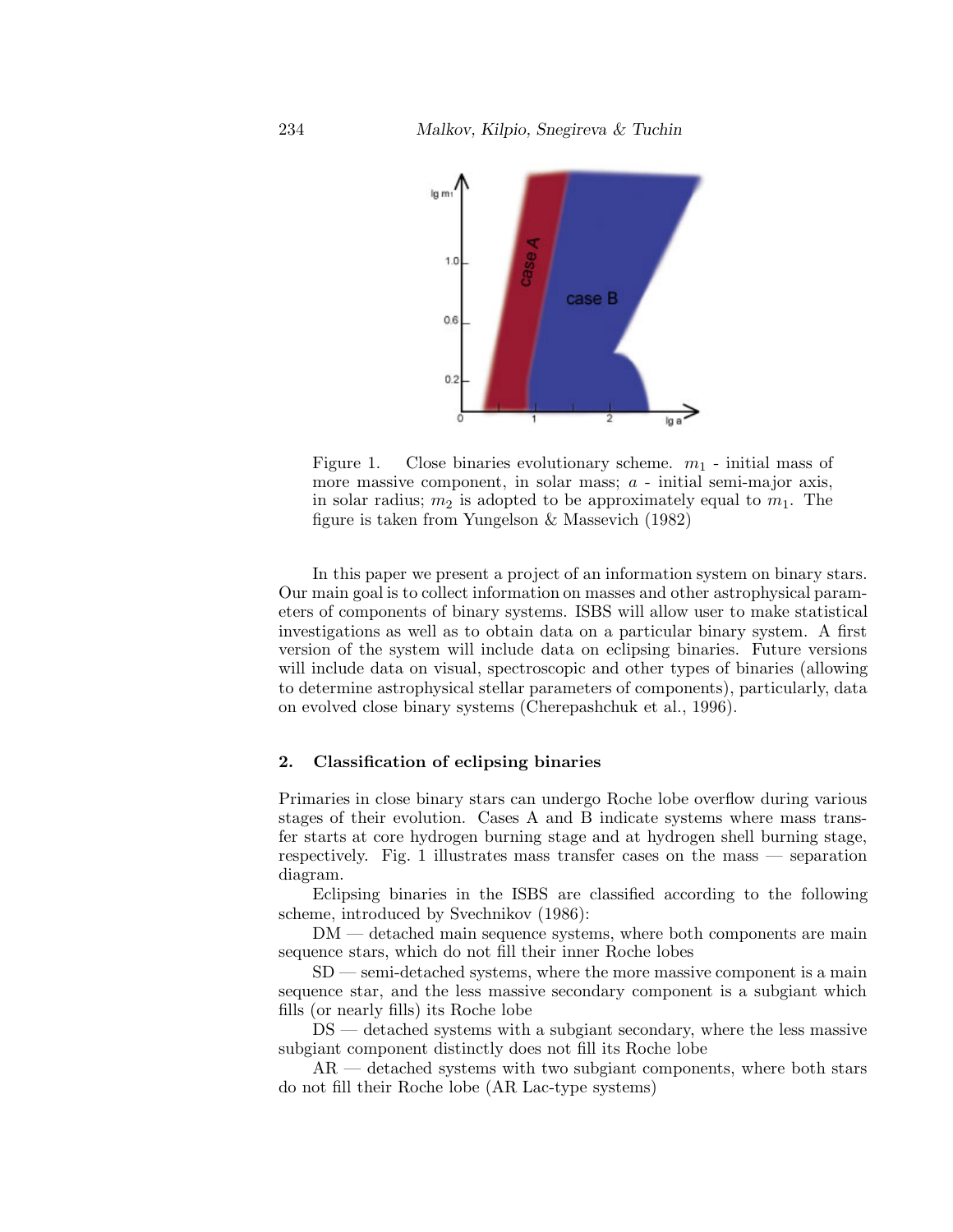Figure 1. Close binaries evolutionary scheme. $m_1$ - initial mass of more massive component, in solar mass; $a$ - initial semi-major axis, in solar radius; $m_2$ is adopted to be approximately equal to $m_1$. The figure is taken from Yungelson & Massevich (1982)

In this paper we present a project of an information system on binary stars. Our main goal is to collect information on masses and other astrophysical parameters of components of binary systems. ISBS will allow user to make statistical investigations as well as to obtain data on a particular binary system. A first version of the system will include data on eclipsing binaries. Future versions will include data on visual, spectroscopic and other types of binaries (allowing to determine astrophysical stellar parameters of components), particularly, data on evolved close binary systems (Cherepashchuk et al., 1996).

## 2. Classification of eclipsing binaries

Primaries in close binary stars can undergo Roche lobe overflow during various stages of their evolution. Cases A and B indicate systems where mass transfer starts at core hydrogen burning stage and at hydrogen shell burning stage, respectively. Fig. 1 illustrates mass transfer cases on the mass — separation diagram.

Eclipsing binaries in the ISBS are classified according to the following scheme, introduced by Svechnikov (1986):

DM — detached main sequence systems, where both components are main sequence stars, which do not fill their inner Roche lobes

SD — semi-detached systems, where the more massive component is a main sequence star, and the less massive secondary component is a subgiant which fills (or nearly fills) its Roche lobe

DS — detached systems with a subgiant secondary, where the less massive subgiant component distinctly does not fill its Roche lobe

AR — detached systems with two subgiant components, where both stars do not fill their Roche lobe (AR Lac-type systems)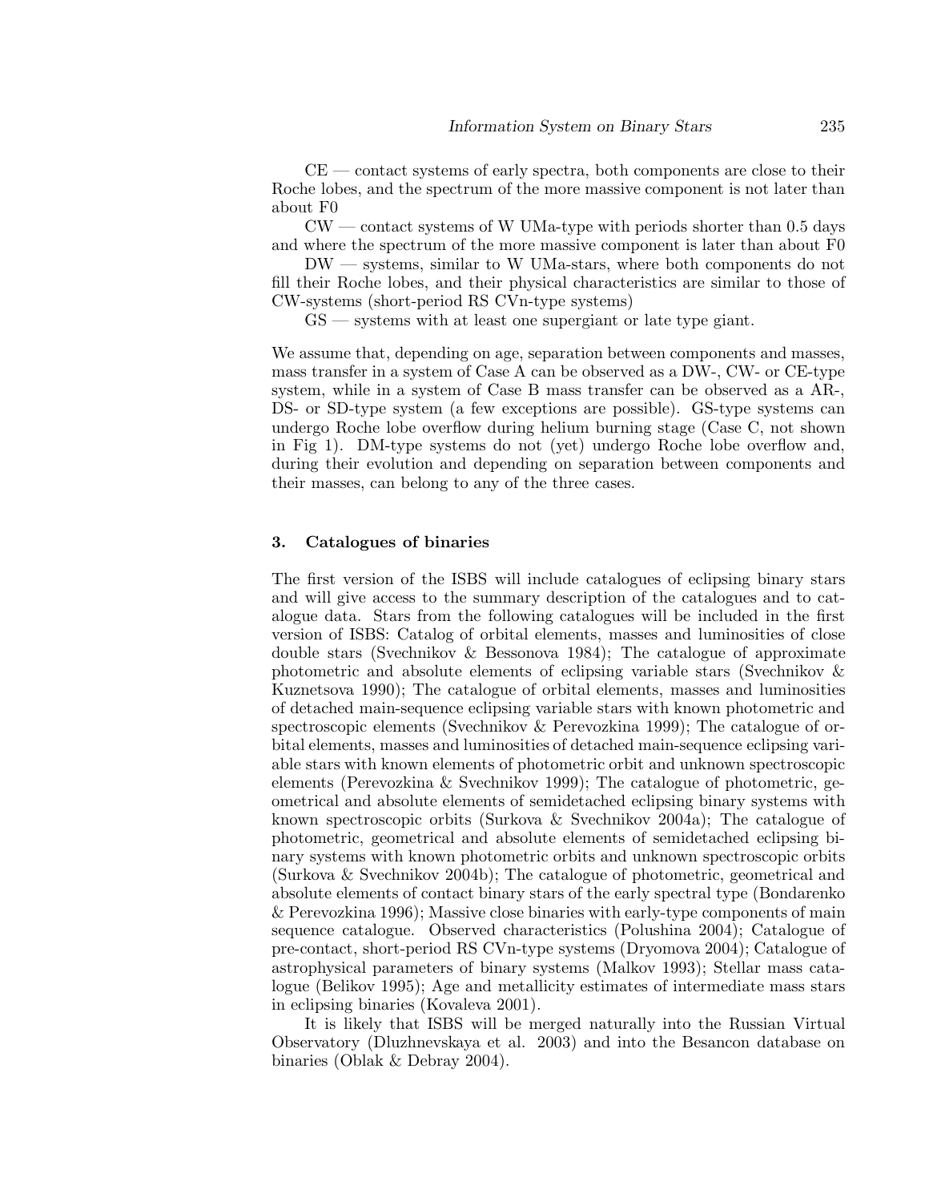CE — contact systems of early spectra, both components are close to their Roche lobes, and the spectrum of the more massive component is not later than about F0

CW — contact systems of W UMa-type with periods shorter than 0.5 days and where the spectrum of the more massive component is later than about F0

DW — systems, similar to W UMa-stars, where both components do not fill their Roche lobes, and their physical characteristics are similar to those of CW-systems (short-period RS CVn-type systems)

GS — systems with at least one supergiant or late type giant.

We assume that, depending on age, separation between components and masses, mass transfer in a system of Case A can be observed as a DW-, CW- or CE-type system, while in a system of Case B mass transfer can be observed as a AR-, DS- or SD-type system (a few exceptions are possible). GS-type systems can undergo Roche lobe overflow during helium burning stage (Case C, not shown in Fig 1). DM-type systems do not (yet) undergo Roche lobe overflow and, during their evolution and depending on separation between components and their masses, can belong to any of the three cases.

## 3. Catalogues of binaries

The first version of the ISBS will include catalogues of eclipsing binary stars and will give access to the summary description of the catalogues and to catalogue data. Stars from the following catalogues will be included in the first version of ISBS: Catalog of orbital elements, masses and luminosities of close double stars (Svechnikov & Bessonova 1984); The catalogue of approximate photometric and absolute elements of eclipsing variable stars (Svechnikov & Kuznetsova 1990); The catalogue of orbital elements, masses and luminosities of detached main-sequence eclipsing variable stars with known photometric and spectroscopic elements (Svechnikov & Perevozkina 1999); The catalogue of orbital elements, masses and luminosities of detached main-sequence eclipsing variable stars with known elements of photometric orbit and unknown spectroscopic elements (Perevozkina & Svechnikov 1999); The catalogue of photometric, geometrical and absolute elements of semidetached eclipsing binary systems with known spectroscopic orbits (Surkova & Svechnikov 2004a); The catalogue of photometric, geometrical and absolute elements of semidetached eclipsing binary systems with known photometric orbits and unknown spectroscopic orbits (Surkova & Svechnikov 2004b); The catalogue of photometric, geometrical and absolute elements of contact binary stars of the early spectral type (Bondarenko & Perevozkina 1996); Massive close binaries with early-type components of main sequence catalogue. Observed characteristics (Polushina 2004); Catalogue of pre-contact, short-period RS CVn-type systems (Dryomova 2004); Catalogue of astrophysical parameters of binary systems (Malkov 1993); Stellar mass catalogue (Belikov 1995); Age and metallicity estimates of intermediate mass stars in eclipsing binaries (Kovaleva 2001).

It is likely that ISBS will be merged naturally into the Russian Virtual Observatory (Dluzhnevskaya et al. 2003) and into the Besancon database on binaries (Oblak & Debray 2004).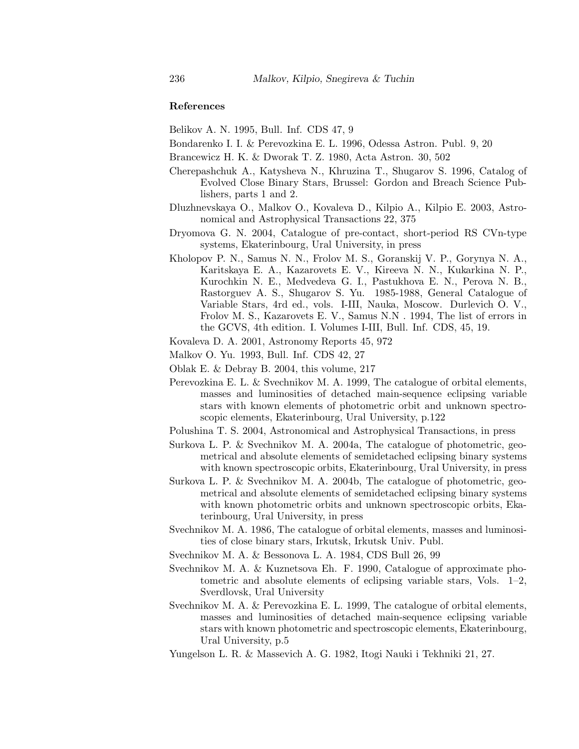## References

Belikov A. N. 1995, Bull. Inf. CDS 47, 9

Bondarenko I. I. & Perevozkina E. L. 1996, Odessa Astron. Publ. 9, 20

Brancewicz H. K. & Dworak T. Z. 1980, Acta Astron. 30, 502

Cherepashchuk A., Katysheva N., Khruzina T., Shugarov S. 1996, Catalog of Evolved Close Binary Stars, Brussel: Gordon and Breach Science Publishers, parts 1 and 2.

Dluzhnevskaya O., Malkov O., Kovaleva D., Kilpio A., Kilpio E. 2003, Astronomical and Astrophysical Transactions 22, 375

Dryomova G. N. 2004, Catalogue of pre-contact, short-period RS CVn-type systems, Ekaterinbourg, Ural University, in press

Kholopov P. N., Samus N. N., Frolov M. S., Goranskij V. P., Gorynya N. A., Karitskaya E. A., Kazarovets E. V., Kireeva N. N., Kukarkina N. P., Kurochkin N. E., Medvedeva G. I., Pastukhova E. N., Perova N. B., Rastorguev A. S., Shugarov S. Yu. 1985-1988, General Catalogue of Variable Stars, 4rd ed., vols. I-III, Nauka, Moscow. Durlevich O. V., Frolov M. S., Kazarovets E. V., Samus N.N . 1994, The list of errors in the GCVS, 4th edition. I. Volumes I-III, Bull. Inf. CDS, 45, 19.

Kovaleva D. A. 2001, Astronomy Reports 45, 972

Malkov O. Yu. 1993, Bull. Inf. CDS 42, 27

Oblak E. & Debray B. 2004, this volume, 217

Perevozkina E. L. & Svechnikov M. A. 1999, The catalogue of orbital elements, masses and luminosities of detached main-sequence eclipsing variable stars with known elements of photometric orbit and unknown spectroscopic elements, Ekaterinbourg, Ural University, p.122

Polushina T. S. 2004, Astronomical and Astrophysical Transactions, in press

Surkova L. P. & Svechnikov M. A. 2004a, The catalogue of photometric, geometrical and absolute elements of semidetached eclipsing binary systems with known spectroscopic orbits, Ekaterinbourg, Ural University, in press

Surkova L. P. & Svechnikov M. A. 2004b, The catalogue of photometric, geometrical and absolute elements of semidetached eclipsing binary systems with known photometric orbits and unknown spectroscopic orbits, Ekaterinbourg, Ural University, in press

Svechnikov M. A. 1986, The catalogue of orbital elements, masses and luminosities of close binary stars, Irkutsk, Irkutsk Univ. Publ.

Svechnikov M. A. & Bessonova L. A. 1984, CDS Bull 26, 99

Svechnikov M. A. & Kuznetsova Eh. F. 1990, Catalogue of approximate photometric and absolute elements of eclipsing variable stars, Vols. 1–2, Sverdlovsk, Ural University

Svechnikov M. A. & Perevozkina E. L. 1999, The catalogue of orbital elements, masses and luminosities of detached main-sequence eclipsing variable stars with known photometric and spectroscopic elements, Ekaterinbourg, Ural University, p.5

Yungelson L. R. & Massevich A. G. 1982, Itogi Nauki i Tekhniki 21, 27.